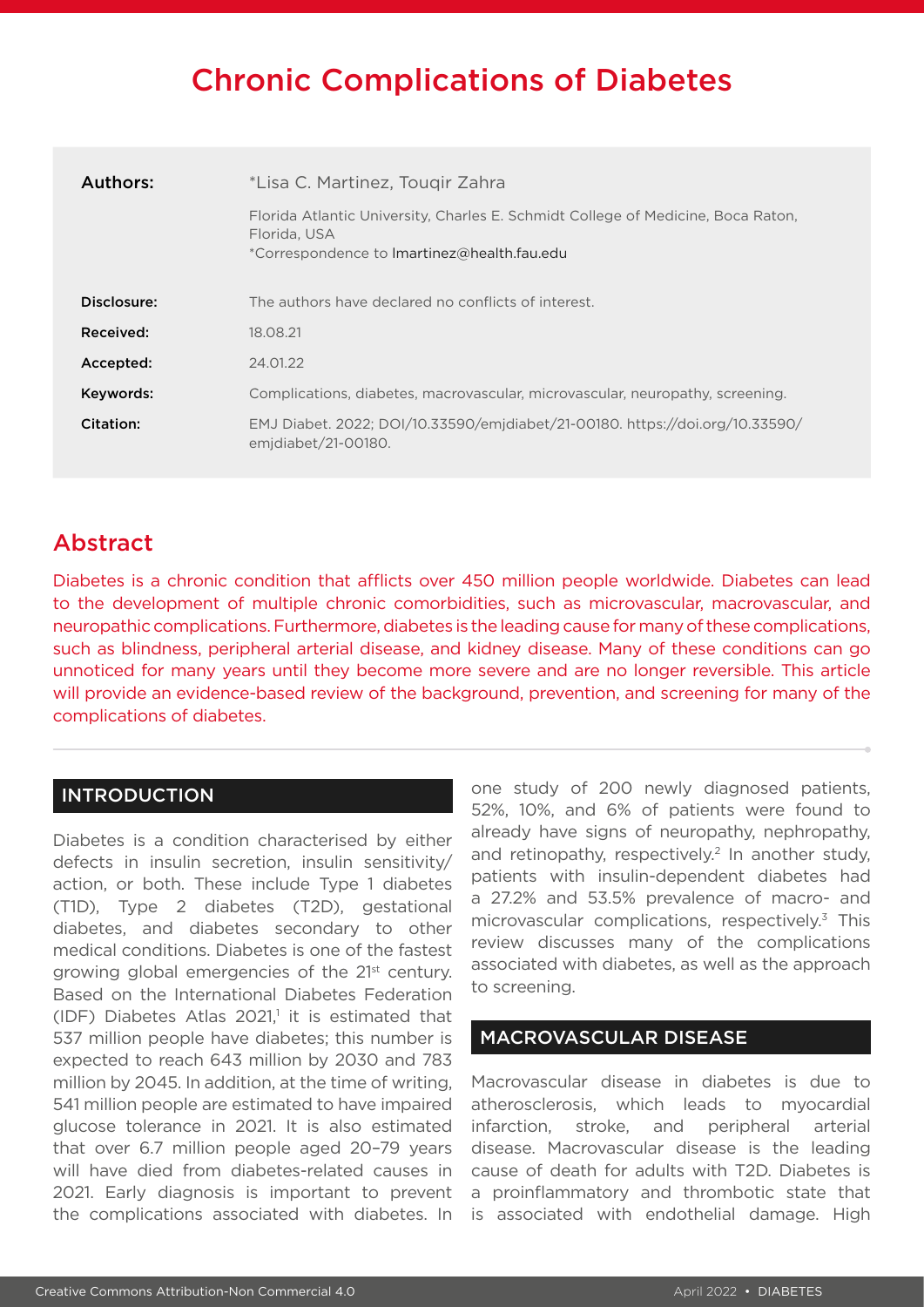# Chronic Complications of Diabetes

| | |
|---|---|
| **Authors:** | *Lisa C. Martinez, Touqir Zahra<br>Florida Atlantic University, Charles E. Schmidt College of Medicine, Boca Raton, Florida, USA<br>*Correspondence to lmartinez@health.fau.edu |
| **Disclosure:** | The authors have declared no conflicts of interest. |
| **Received:** | 18.08.21 |
| **Accepted:** | 24.01.22 |
| **Keywords:** | Complications, diabetes, macrovascular, microvascular, neuropathy, screening. |
| **Citation:** | EMJ Diabet. 2022; DOI/10.33590/emjdiabet/21-00180. https://doi.org/10.33590/emjdiabet/21-00180. |

## Abstract

Diabetes is a chronic condition that afflicts over 450 million people worldwide. Diabetes can lead to the development of multiple chronic comorbidities, such as microvascular, macrovascular, and neuropathic complications. Furthermore, diabetes is the leading cause for many of these complications, such as blindness, peripheral arterial disease, and kidney disease. Many of these conditions can go unnoticed for many years until they become more severe and are no longer reversible. This article will provide an evidence-based review of the background, prevention, and screening for many of the complications of diabetes.

## INTRODUCTION

Diabetes is a condition characterised by either defects in insulin secretion, insulin sensitivity/action, or both. These include Type 1 diabetes (T1D), Type 2 diabetes (T2D), gestational diabetes, and diabetes secondary to other medical conditions. Diabetes is one of the fastest growing global emergencies of the 21st century. Based on the International Diabetes Federation (IDF) Diabetes Atlas 2021,[1] it is estimated that 537 million people have diabetes; this number is expected to reach 643 million by 2030 and 783 million by 2045. In addition, at the time of writing, 541 million people are estimated to have impaired glucose tolerance in 2021. It is also estimated that over 6.7 million people aged 20–79 years will have died from diabetes-related causes in 2021. Early diagnosis is important to prevent the complications associated with diabetes. In one study of 200 newly diagnosed patients, 52%, 10%, and 6% of patients were found to already have signs of neuropathy, nephropathy, and retinopathy, respectively.[2] In another study, patients with insulin-dependent diabetes had a 27.2% and 53.5% prevalence of macro- and microvascular complications, respectively.[3] This review discusses many of the complications associated with diabetes, as well as the approach to screening.

## MACROVASCULAR DISEASE

Macrovascular disease in diabetes is due to atherosclerosis, which leads to myocardial infarction, stroke, and peripheral arterial disease. Macrovascular disease is the leading cause of death for adults with T2D. Diabetes is a proinflammatory and thrombotic state that is associated with endothelial damage. High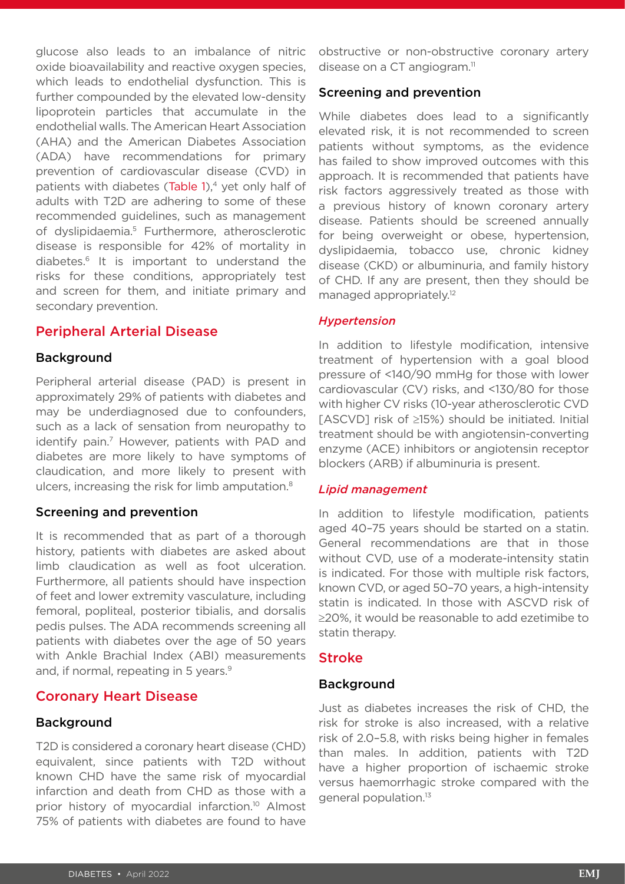glucose also leads to an imbalance of nitric oxide bioavailability and reactive oxygen species, which leads to endothelial dysfunction. This is further compounded by the elevated low-density lipoprotein particles that accumulate in the endothelial walls. The American Heart Association (AHA) and the American Diabetes Association (ADA) have recommendations for primary prevention of cardiovascular disease (CVD) in patients with diabetes (Table 1),[4] yet only half of adults with T2D are adhering to some of these recommended guidelines, such as management of dyslipidaemia.[5] Furthermore, atherosclerotic disease is responsible for 42% of mortality in diabetes.[6] It is important to understand the risks for these conditions, appropriately test and screen for them, and initiate primary and secondary prevention.

## Peripheral Arterial Disease

### Background

Peripheral arterial disease (PAD) is present in approximately 29% of patients with diabetes and may be underdiagnosed due to confounders, such as a lack of sensation from neuropathy to identify pain.[7] However, patients with PAD and diabetes are more likely to have symptoms of claudication, and more likely to present with ulcers, increasing the risk for limb amputation.[8]

### Screening and prevention

It is recommended that as part of a thorough history, patients with diabetes are asked about limb claudication as well as foot ulceration. Furthermore, all patients should have inspection of feet and lower extremity vasculature, including femoral, popliteal, posterior tibialis, and dorsalis pedis pulses. The ADA recommends screening all patients with diabetes over the age of 50 years with Ankle Brachial Index (ABI) measurements and, if normal, repeating in 5 years.[9]

## Coronary Heart Disease

### Background

T2D is considered a coronary heart disease (CHD) equivalent, since patients with T2D without known CHD have the same risk of myocardial infarction and death from CHD as those with a prior history of myocardial infarction.[10] Almost 75% of patients with diabetes are found to have obstructive or non-obstructive coronary artery disease on a CT angiogram.[11]

### Screening and prevention

While diabetes does lead to a significantly elevated risk, it is not recommended to screen patients without symptoms, as the evidence has failed to show improved outcomes with this approach. It is recommended that patients have risk factors aggressively treated as those with a previous history of known coronary artery disease. Patients should be screened annually for being overweight or obese, hypertension, dyslipidaemia, tobacco use, chronic kidney disease (CKD) or albuminuria, and family history of CHD. If any are present, then they should be managed appropriately.[12]

#### *Hypertension*

In addition to lifestyle modification, intensive treatment of hypertension with a goal blood pressure of <140/90 mmHg for those with lower cardiovascular (CV) risks, and <130/80 for those with higher CV risks (10-year atherosclerotic CVD [ASCVD] risk of ≥15%) should be initiated. Initial treatment should be with angiotensin-converting enzyme (ACE) inhibitors or angiotensin receptor blockers (ARB) if albuminuria is present.

#### *Lipid management*

In addition to lifestyle modification, patients aged 40–75 years should be started on a statin. General recommendations are that in those without CVD, use of a moderate-intensity statin is indicated. For those with multiple risk factors, known CVD, or aged 50–70 years, a high-intensity statin is indicated. In those with ASCVD risk of ≥20%, it would be reasonable to add ezetimibe to statin therapy.

## Stroke

### Background

Just as diabetes increases the risk of CHD, the risk for stroke is also increased, with a relative risk of 2.0–5.8, with risks being higher in females than males. In addition, patients with T2D have a higher proportion of ischaemic stroke versus haemorrhagic stroke compared with the general population.[13]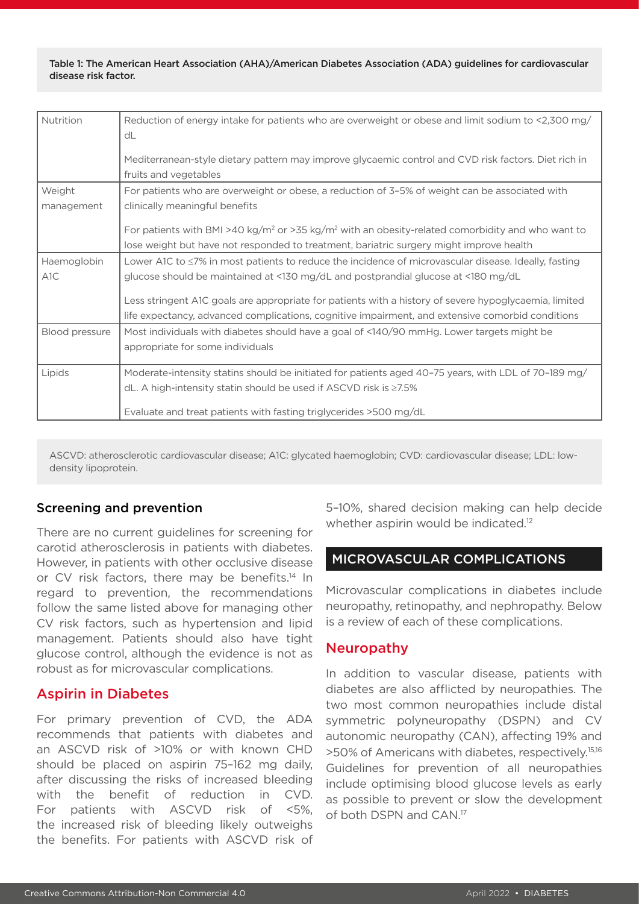Table 1: The American Heart Association (AHA)/American Diabetes Association (ADA) guidelines for cardiovascular disease risk factor.

| | |
|---|---|
| Nutrition | Reduction of energy intake for patients who are overweight or obese and limit sodium to <2,300 mg/dL<br><br>Mediterranean-style dietary pattern may improve glycaemic control and CVD risk factors. Diet rich in fruits and vegetables |
| Weight management | For patients who are overweight or obese, a reduction of 3–5% of weight can be associated with clinically meaningful benefits<br><br>For patients with BMI >40 kg/m$^2$ or >35 kg/m$^2$ with an obesity-related comorbidity and who want to lose weight but have not responded to treatment, bariatric surgery might improve health |
| Haemoglobin A1C | Lower A1C to ≤7% in most patients to reduce the incidence of microvascular disease. Ideally, fasting glucose should be maintained at <130 mg/dL and postprandial glucose at <180 mg/dL<br><br>Less stringent A1C goals are appropriate for patients with a history of severe hypoglycaemia, limited life expectancy, advanced complications, cognitive impairment, and extensive comorbid conditions |
| Blood pressure | Most individuals with diabetes should have a goal of <140/90 mmHg. Lower targets might be appropriate for some individuals |
| Lipids | Moderate-intensity statins should be initiated for patients aged 40–75 years, with LDL of 70–189 mg/dL. A high-intensity statin should be used if ASCVD risk is ≥7.5%<br><br>Evaluate and treat patients with fasting triglycerides >500 mg/dL |

ASCVD: atherosclerotic cardiovascular disease; A1C: glycated haemoglobin; CVD: cardiovascular disease; LDL: low-density lipoprotein.

### Screening and prevention

There are no current guidelines for screening for carotid atherosclerosis in patients with diabetes. However, in patients with other occlusive disease or CV risk factors, there may be benefits.[14] In regard to prevention, the recommendations follow the same listed above for managing other CV risk factors, such as hypertension and lipid management. Patients should also have tight glucose control, although the evidence is not as robust as for microvascular complications.

### Aspirin in Diabetes

For primary prevention of CVD, the ADA recommends that patients with diabetes and an ASCVD risk of >10% or with known CHD should be placed on aspirin 75–162 mg daily, after discussing the risks of increased bleeding with the benefit of reduction in CVD. For patients with ASCVD risk of <5%, the increased risk of bleeding likely outweighs the benefits. For patients with ASCVD risk of 5–10%, shared decision making can help decide whether aspirin would be indicated.[12]

## MICROVASCULAR COMPLICATIONS

Microvascular complications in diabetes include neuropathy, retinopathy, and nephropathy. Below is a review of each of these complications.

### Neuropathy

In addition to vascular disease, patients with diabetes are also afflicted by neuropathies. The two most common neuropathies include distal symmetric polyneuropathy (DSPN) and CV autonomic neuropathy (CAN), affecting 19% and >50% of Americans with diabetes, respectively.[15,16] Guidelines for prevention of all neuropathies include optimising blood glucose levels as early as possible to prevent or slow the development of both DSPN and CAN.[17]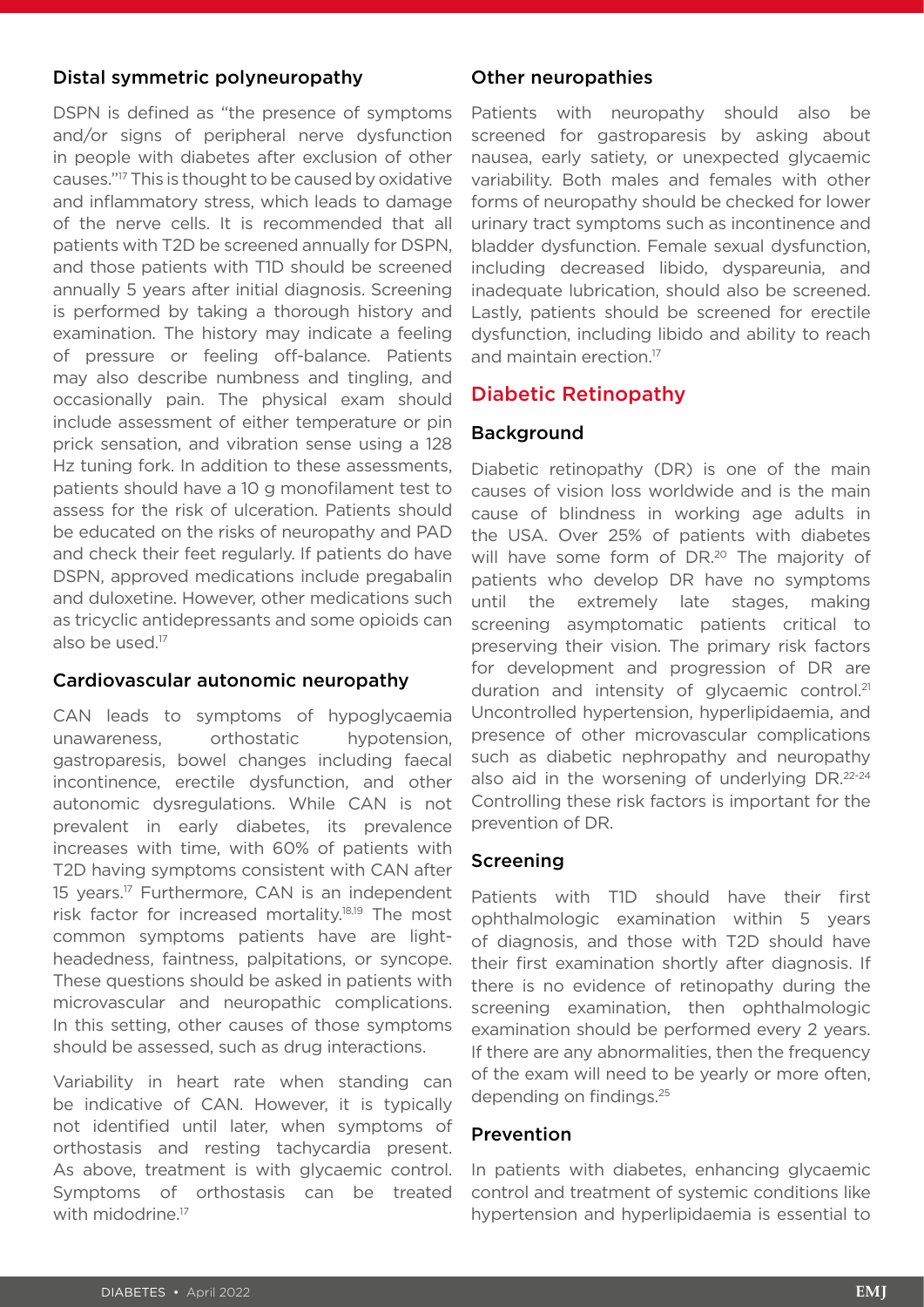### Distal symmetric polyneuropathy

DSPN is defined as "the presence of symptoms and/or signs of peripheral nerve dysfunction in people with diabetes after exclusion of other causes."[17] This is thought to be caused by oxidative and inflammatory stress, which leads to damage of the nerve cells. It is recommended that all patients with T2D be screened annually for DSPN, and those patients with T1D should be screened annually 5 years after initial diagnosis. Screening is performed by taking a thorough history and examination. The history may indicate a feeling of pressure or feeling off-balance. Patients may also describe numbness and tingling, and occasionally pain. The physical exam should include assessment of either temperature or pin prick sensation, and vibration sense using a 128 Hz tuning fork. In addition to these assessments, patients should have a 10 g monofilament test to assess for the risk of ulceration. Patients should be educated on the risks of neuropathy and PAD and check their feet regularly. If patients do have DSPN, approved medications include pregabalin and duloxetine. However, other medications such as tricyclic antidepressants and some opioids can also be used.[17]

### Cardiovascular autonomic neuropathy

CAN leads to symptoms of hypoglycaemia unawareness, orthostatic hypotension, gastroparesis, bowel changes including faecal incontinence, erectile dysfunction, and other autonomic dysregulations. While CAN is not prevalent in early diabetes, its prevalence increases with time, with 60% of patients with T2D having symptoms consistent with CAN after 15 years.[17] Furthermore, CAN is an independent risk factor for increased mortality.[18,19] The most common symptoms patients have are light-headedness, faintness, palpitations, or syncope. These questions should be asked in patients with microvascular and neuropathic complications. In this setting, other causes of those symptoms should be assessed, such as drug interactions.

Variability in heart rate when standing can be indicative of CAN. However, it is typically not identified until later, when symptoms of orthostasis and resting tachycardia present. As above, treatment is with glycaemic control. Symptoms of orthostasis can be treated with midodrine.[17]

### Other neuropathies

Patients with neuropathy should also be screened for gastroparesis by asking about nausea, early satiety, or unexpected glycaemic variability. Both males and females with other forms of neuropathy should be checked for lower urinary tract symptoms such as incontinence and bladder dysfunction. Female sexual dysfunction, including decreased libido, dyspareunia, and inadequate lubrication, should also be screened. Lastly, patients should be screened for erectile dysfunction, including libido and ability to reach and maintain erection.[17]

## Diabetic Retinopathy

### Background

Diabetic retinopathy (DR) is one of the main causes of vision loss worldwide and is the main cause of blindness in working age adults in the USA. Over 25% of patients with diabetes will have some form of DR.[20] The majority of patients who develop DR have no symptoms until the extremely late stages, making screening asymptomatic patients critical to preserving their vision. The primary risk factors for development and progression of DR are duration and intensity of glycaemic control.[21] Uncontrolled hypertension, hyperlipidaemia, and presence of other microvascular complications such as diabetic nephropathy and neuropathy also aid in the worsening of underlying DR.[22-24] Controlling these risk factors is important for the prevention of DR.

### Screening

Patients with T1D should have their first ophthalmologic examination within 5 years of diagnosis, and those with T2D should have their first examination shortly after diagnosis. If there is no evidence of retinopathy during the screening examination, then ophthalmologic examination should be performed every 2 years. If there are any abnormalities, then the frequency of the exam will need to be yearly or more often, depending on findings.[25]

### Prevention

In patients with diabetes, enhancing glycaemic control and treatment of systemic conditions like hypertension and hyperlipidaemia is essential to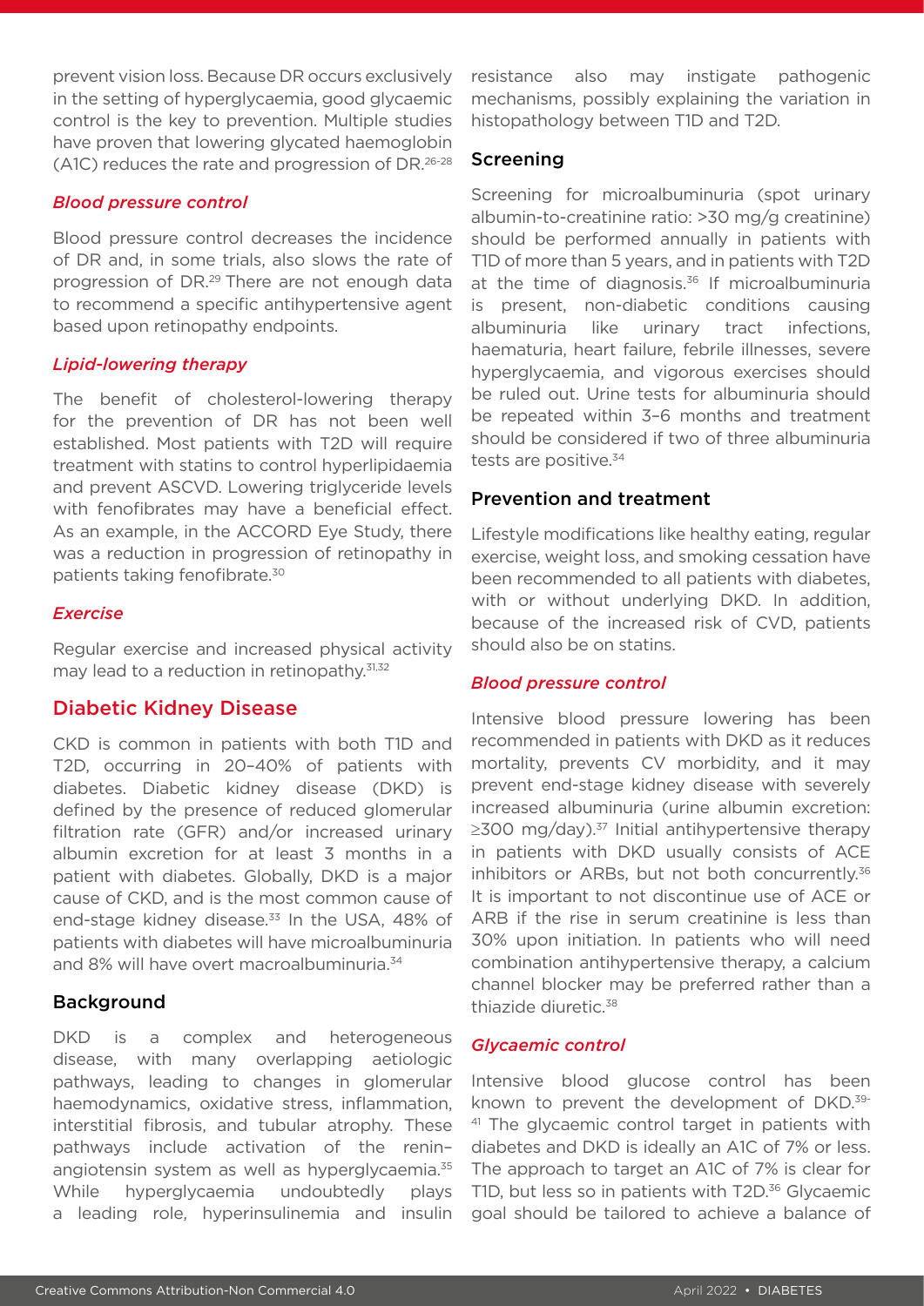prevent vision loss. Because DR occurs exclusively in the setting of hyperglycaemia, good glycaemic control is the key to prevention. Multiple studies have proven that lowering glycated haemoglobin (A1C) reduces the rate and progression of DR.[26-28]

#### *Blood pressure control*

Blood pressure control decreases the incidence of DR and, in some trials, also slows the rate of progression of DR.[29] There are not enough data to recommend a specific antihypertensive agent based upon retinopathy endpoints.

#### *Lipid-lowering therapy*

The benefit of cholesterol-lowering therapy for the prevention of DR has not been well established. Most patients with T2D will require treatment with statins to control hyperlipidaemia and prevent ASCVD. Lowering triglyceride levels with fenofibrates may have a beneficial effect. As an example, in the ACCORD Eye Study, there was a reduction in progression of retinopathy in patients taking fenofibrate.[30]

#### *Exercise*

Regular exercise and increased physical activity may lead to a reduction in retinopathy.[31,32]

## Diabetic Kidney Disease

CKD is common in patients with both T1D and T2D, occurring in 20–40% of patients with diabetes. Diabetic kidney disease (DKD) is defined by the presence of reduced glomerular filtration rate (GFR) and/or increased urinary albumin excretion for at least 3 months in a patient with diabetes. Globally, DKD is a major cause of CKD, and is the most common cause of end-stage kidney disease.[33] In the USA, 48% of patients with diabetes will have microalbuminuria and 8% will have overt macroalbuminuria.[34]

### Background

DKD is a complex and heterogeneous disease, with many overlapping aetiologic pathways, leading to changes in glomerular haemodynamics, oxidative stress, inflammation, interstitial fibrosis, and tubular atrophy. These pathways include activation of the renin–angiotensin system as well as hyperglycaemia.[35] While hyperglycaemia undoubtedly plays a leading role, hyperinsulinemia and insulin resistance also may instigate pathogenic mechanisms, possibly explaining the variation in histopathology between T1D and T2D.

### Screening

Screening for microalbuminuria (spot urinary albumin-to-creatinine ratio: >30 mg/g creatinine) should be performed annually in patients with T1D of more than 5 years, and in patients with T2D at the time of diagnosis.[36] If microalbuminuria is present, non-diabetic conditions causing albuminuria like urinary tract infections, haematuria, heart failure, febrile illnesses, severe hyperglycaemia, and vigorous exercises should be ruled out. Urine tests for albuminuria should be repeated within 3–6 months and treatment should be considered if two of three albuminuria tests are positive.[34]

### Prevention and treatment

Lifestyle modifications like healthy eating, regular exercise, weight loss, and smoking cessation have been recommended to all patients with diabetes, with or without underlying DKD. In addition, because of the increased risk of CVD, patients should also be on statins.

#### *Blood pressure control*

Intensive blood pressure lowering has been recommended in patients with DKD as it reduces mortality, prevents CV morbidity, and it may prevent end-stage kidney disease with severely increased albuminuria (urine albumin excretion: ≥300 mg/day).[37] Initial antihypertensive therapy in patients with DKD usually consists of ACE inhibitors or ARBs, but not both concurrently.[36] It is important to not discontinue use of ACE or ARB if the rise in serum creatinine is less than 30% upon initiation. In patients who will need combination antihypertensive therapy, a calcium channel blocker may be preferred rather than a thiazide diuretic.[38]

#### *Glycaemic control*

Intensive blood glucose control has been known to prevent the development of DKD.[39-41] The glycaemic control target in patients with diabetes and DKD is ideally an A1C of 7% or less. The approach to target an A1C of 7% is clear for T1D, but less so in patients with T2D.[36] Glycaemic goal should be tailored to achieve a balance of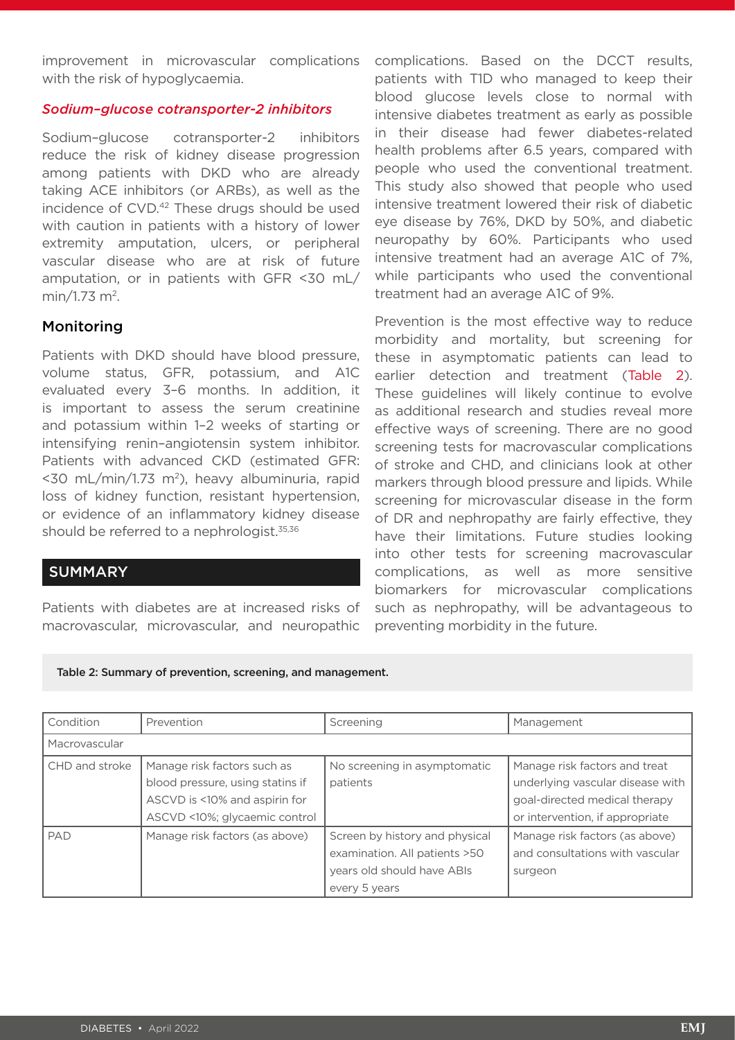improvement in microvascular complications with the risk of hypoglycaemia.

### *Sodium–glucose cotransporter-2 inhibitors*

Sodium–glucose cotransporter-2 inhibitors reduce the risk of kidney disease progression among patients with DKD who are already taking ACE inhibitors (or ARBs), as well as the incidence of CVD.[42] These drugs should be used with caution in patients with a history of lower extremity amputation, ulcers, or peripheral vascular disease who are at risk of future amputation, or in patients with GFR <30 mL/min/1.73 $m^2$.

### Monitoring

Patients with DKD should have blood pressure, volume status, GFR, potassium, and A1C evaluated every 3–6 months. In addition, it is important to assess the serum creatinine and potassium within 1–2 weeks of starting or intensifying renin–angiotensin system inhibitor. Patients with advanced CKD (estimated GFR: <30 mL/min/1.73 $m^2$), heavy albuminuria, rapid loss of kidney function, resistant hypertension, or evidence of an inflammatory kidney disease should be referred to a nephrologist.[35,36]

## SUMMARY

Patients with diabetes are at increased risks of macrovascular, microvascular, and neuropathic complications. Based on the DCCT results, patients with T1D who managed to keep their blood glucose levels close to normal with intensive diabetes treatment as early as possible in their disease had fewer diabetes-related health problems after 6.5 years, compared with people who used the conventional treatment. This study also showed that people who used intensive treatment lowered their risk of diabetic eye disease by 76%, DKD by 50%, and diabetic neuropathy by 60%. Participants who used intensive treatment had an average A1C of 7%, while participants who used the conventional treatment had an average A1C of 9%.

Prevention is the most effective way to reduce morbidity and mortality, but screening for these in asymptomatic patients can lead to earlier detection and treatment (Table 2). These guidelines will likely continue to evolve as additional research and studies reveal more effective ways of screening. There are no good screening tests for macrovascular complications of stroke and CHD, and clinicians look at other markers through blood pressure and lipids. While screening for microvascular disease in the form of DR and nephropathy are fairly effective, they have their limitations. Future studies looking into other tests for screening macrovascular complications, as well as more sensitive biomarkers for microvascular complications such as nephropathy, will be advantageous to preventing morbidity in the future.

Table 2: Summary of prevention, screening, and management.

| Condition | Prevention | Screening | Management |
|---|---|---|---|
| Macrovascular | | | |
| CHD and stroke | Manage risk factors such as blood pressure, using statins if ASCVD is <10% and aspirin for ASCVD <10%; glycaemic control | No screening in asymptomatic patients | Manage risk factors and treat underlying vascular disease with goal-directed medical therapy or intervention, if appropriate |
| PAD | Manage risk factors (as above) | Screen by history and physical examination. All patients >50 years old should have ABIs every 5 years | Manage risk factors (as above) and consultations with vascular surgeon |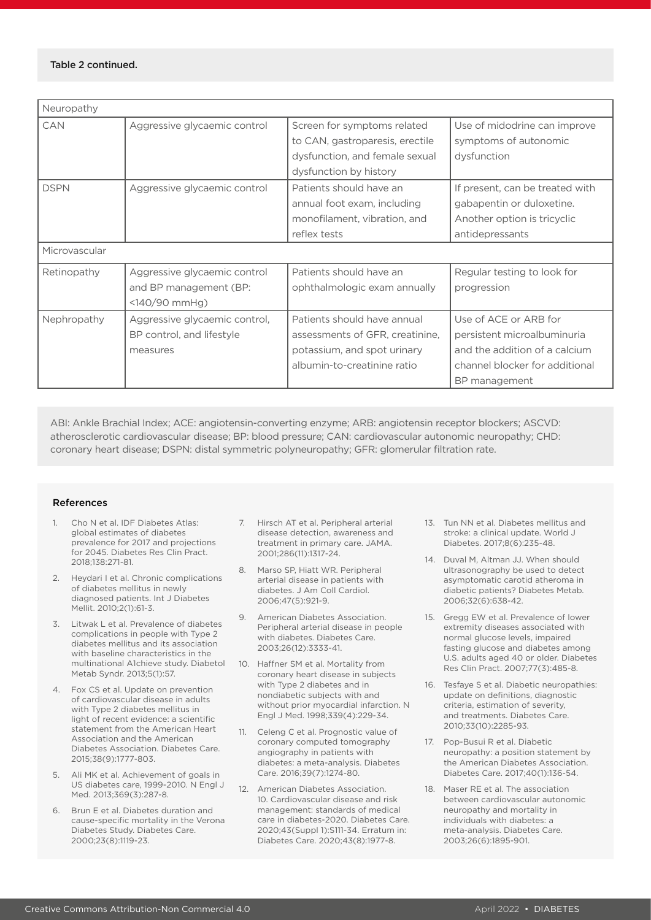**Table 2 continued.**

| | | | |
|---|---|---|---|
| Neuropathy | | | |
| CAN | Aggressive glycaemic control | Screen for symptoms related to CAN, gastroparesis, erectile dysfunction, and female sexual dysfunction by history | Use of midodrine can improve symptoms of autonomic dysfunction |
| DSPN | Aggressive glycaemic control | Patients should have an annual foot exam, including monofilament, vibration, and reflex tests | If present, can be treated with gabapentin or duloxetine. Another option is tricyclic antidepressants |
| Microvascular | | | |
| Retinopathy | Aggressive glycaemic control and BP management (BP: <140/90 mmHg) | Patients should have an ophthalmologic exam annually | Regular testing to look for progression |
| Nephropathy | Aggressive glycaemic control, BP control, and lifestyle measures | Patients should have annual assessments of GFR, creatinine, potassium, and spot urinary albumin-to-creatinine ratio | Use of ACE or ARB for persistent microalbuminuria and the addition of a calcium channel blocker for additional BP management |

ABI: Ankle Brachial Index; ACE: angiotensin-converting enzyme; ARB: angiotensin receptor blockers; ASCVD: atherosclerotic cardiovascular disease; BP: blood pressure; CAN: cardiovascular autonomic neuropathy; CHD: coronary heart disease; DSPN: distal symmetric polyneuropathy; GFR: glomerular filtration rate.

## References

1. Cho N et al. IDF Diabetes Atlas: global estimates of diabetes prevalence for 2017 and projections for 2045. Diabetes Res Clin Pract. 2018;138:271-81.
2. Heydari I et al. Chronic complications of diabetes mellitus in newly diagnosed patients. Int J Diabetes Mellit. 2010;2(1):61-3.
3. Litwak L et al. Prevalence of diabetes complications in people with Type 2 diabetes mellitus and its association with baseline characteristics in the multinational A1chieve study. Diabetol Metab Syndr. 2013;5(1):57.
4. Fox CS et al. Update on prevention of cardiovascular disease in adults with Type 2 diabetes mellitus in light of recent evidence: a scientific statement from the American Heart Association and the American Diabetes Association. Diabetes Care. 2015;38(9):1777-803.
5. Ali MK et al. Achievement of goals in US diabetes care, 1999-2010. N Engl J Med. 2013;369(3):287-8.
6. Brun E et al. Diabetes duration and cause-specific mortality in the Verona Diabetes Study. Diabetes Care. 2000;23(8):1119-23.
7. Hirsch AT et al. Peripheral arterial disease detection, awareness and treatment in primary care. JAMA. 2001;286(11):1317-24.
8. Marso SP, Hiatt WR. Peripheral arterial disease in patients with diabetes. J Am Coll Cardiol. 2006;47(5):921-9.
9. American Diabetes Association. Peripheral arterial disease in people with diabetes. Diabetes Care. 2003;26(12):3333-41.
10. Haffner SM et al. Mortality from coronary heart disease in subjects with Type 2 diabetes and in nondiabetic subjects with and without prior myocardial infarction. N Engl J Med. 1998;339(4):229-34.
11. Celeng C et al. Prognostic value of coronary computed tomography angiography in patients with diabetes: a meta-analysis. Diabetes Care. 2016;39(7):1274-80.
12. American Diabetes Association. 10. Cardiovascular disease and risk management: standards of medical care in diabetes-2020. Diabetes Care. 2020;43(Suppl 1):S111-34. Erratum in: Diabetes Care. 2020;43(8):1977-8.
13. Tun NN et al. Diabetes mellitus and stroke: a clinical update. World J Diabetes. 2017;8(6):235-48.
14. Duval M, Altman JJ. When should ultrasonography be used to detect asymptomatic carotid atheroma in diabetic patients? Diabetes Metab. 2006;32(6):638-42.
15. Gregg EW et al. Prevalence of lower extremity diseases associated with normal glucose levels, impaired fasting glucose and diabetes among U.S. adults aged 40 or older. Diabetes Res Clin Pract. 2007;77(3):485-8.
16. Tesfaye S et al. Diabetic neuropathies: update on definitions, diagnostic criteria, estimation of severity, and treatments. Diabetes Care. 2010;33(10):2285-93.
17. Pop-Busui R et al. Diabetic neuropathy: a position statement by the American Diabetes Association. Diabetes Care. 2017;40(1):136-54.
18. Maser RE et al. The association between cardiovascular autonomic neuropathy and mortality in individuals with diabetes: a meta-analysis. Diabetes Care. 2003;26(6):1895-901.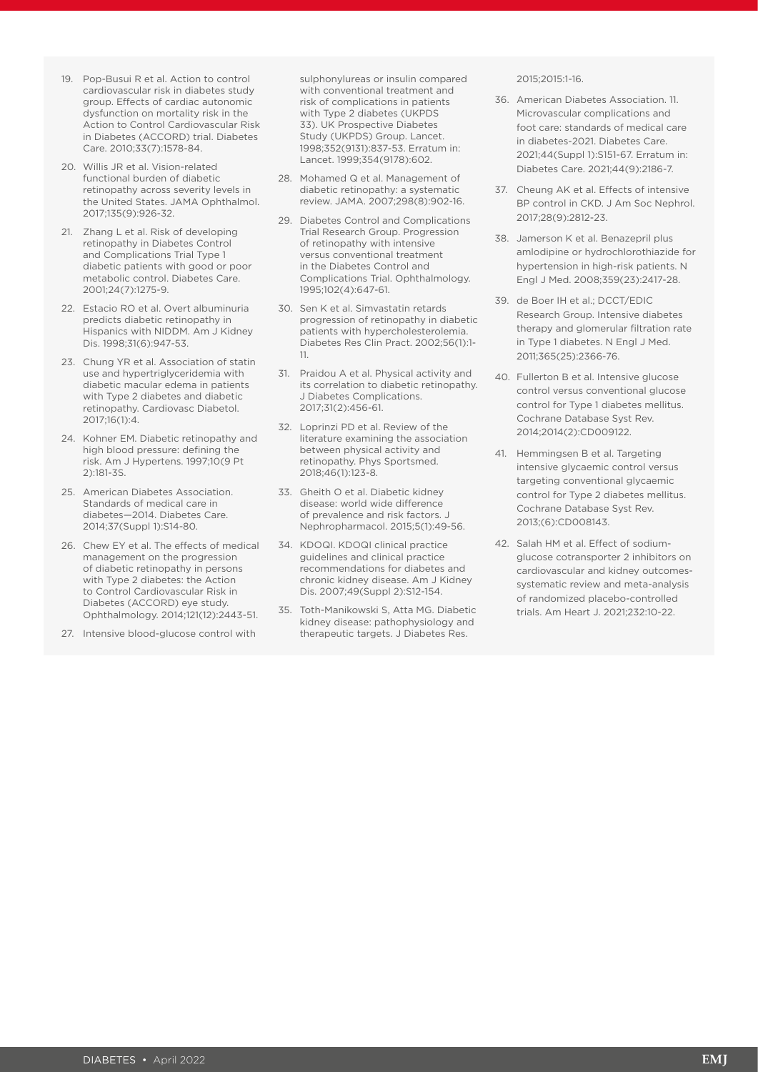19. Pop-Busui R et al. Action to control cardiovascular risk in diabetes study group. Effects of cardiac autonomic dysfunction on mortality risk in the Action to Control Cardiovascular Risk in Diabetes (ACCORD) trial. Diabetes Care. 2010;33(7):1578-84.
20. Willis JR et al. Vision-related functional burden of diabetic retinopathy across severity levels in the United States. JAMA Ophthalmol. 2017;135(9):926-32.
21. Zhang L et al. Risk of developing retinopathy in Diabetes Control and Complications Trial Type 1 diabetic patients with good or poor metabolic control. Diabetes Care. 2001;24(7):1275-9.
22. Estacio RO et al. Overt albuminuria predicts diabetic retinopathy in Hispanics with NIDDM. Am J Kidney Dis. 1998;31(6):947-53.
23. Chung YR et al. Association of statin use and hypertriglyceridemia with diabetic macular edema in patients with Type 2 diabetes and diabetic retinopathy. Cardiovasc Diabetol. 2017;16(1):4.
24. Kohner EM. Diabetic retinopathy and high blood pressure: defining the risk. Am J Hypertens. 1997;10(9 Pt 2):181-3S.
25. American Diabetes Association. Standards of medical care in diabetes—2014. Diabetes Care. 2014;37(Suppl 1):S14-80.
26. Chew EY et al. The effects of medical management on the progression of diabetic retinopathy in persons with Type 2 diabetes: the Action to Control Cardiovascular Risk in Diabetes (ACCORD) eye study. Ophthalmology. 2014;121(12):2443-51.
27. Intensive blood-glucose control with sulphonylureas or insulin compared with conventional treatment and risk of complications in patients with Type 2 diabetes (UKPDS 33). UK Prospective Diabetes Study (UKPDS) Group. Lancet. 1998;352(9131):837-53. Erratum in: Lancet. 1999;354(9178):602.
28. Mohamed Q et al. Management of diabetic retinopathy: a systematic review. JAMA. 2007;298(8):902-16.
29. Diabetes Control and Complications Trial Research Group. Progression of retinopathy with intensive versus conventional treatment in the Diabetes Control and Complications Trial. Ophthalmology. 1995;102(4):647-61.
30. Sen K et al. Simvastatin retards progression of retinopathy in diabetic patients with hypercholesterolemia. Diabetes Res Clin Pract. 2002;56(1):1-11.
31. Praidou A et al. Physical activity and its correlation to diabetic retinopathy. J Diabetes Complications. 2017;31(2):456-61.
32. Loprinzi PD et al. Review of the literature examining the association between physical activity and retinopathy. Phys Sportsmed. 2018;46(1):123-8.
33. Gheith O et al. Diabetic kidney disease: world wide difference of prevalence and risk factors. J Nephropharmacol. 2015;5(1):49-56.
34. KDOQI. KDOQI clinical practice guidelines and clinical practice recommendations for diabetes and chronic kidney disease. Am J Kidney Dis. 2007;49(Suppl 2):S12-154.
35. Toth-Manikowski S, Atta MG. Diabetic kidney disease: pathophysiology and therapeutic targets. J Diabetes Res. 2015;2015:1-16.
36. American Diabetes Association. 11. Microvascular complications and foot care: standards of medical care in diabetes-2021. Diabetes Care. 2021;44(Suppl 1):S151-67. Erratum in: Diabetes Care. 2021;44(9):2186-7.
37. Cheung AK et al. Effects of intensive BP control in CKD. J Am Soc Nephrol. 2017;28(9):2812-23.
38. Jamerson K et al. Benazepril plus amlodipine or hydrochlorothiazide for hypertension in high-risk patients. N Engl J Med. 2008;359(23):2417-28.
39. de Boer IH et al.; DCCT/EDIC Research Group. Intensive diabetes therapy and glomerular filtration rate in Type 1 diabetes. N Engl J Med. 2011;365(25):2366-76.
40. Fullerton B et al. Intensive glucose control versus conventional glucose control for Type 1 diabetes mellitus. Cochrane Database Syst Rev. 2014;2014(2):CD009122.
41. Hemmingsen B et al. Targeting intensive glycaemic control versus targeting conventional glycaemic control for Type 2 diabetes mellitus. Cochrane Database Syst Rev. 2013;(6):CD008143.
42. Salah HM et al. Effect of sodium-glucose cotransporter 2 inhibitors on cardiovascular and kidney outcomes-systematic review and meta-analysis of randomized placebo-controlled trials. Am Heart J. 2021;232:10-22.